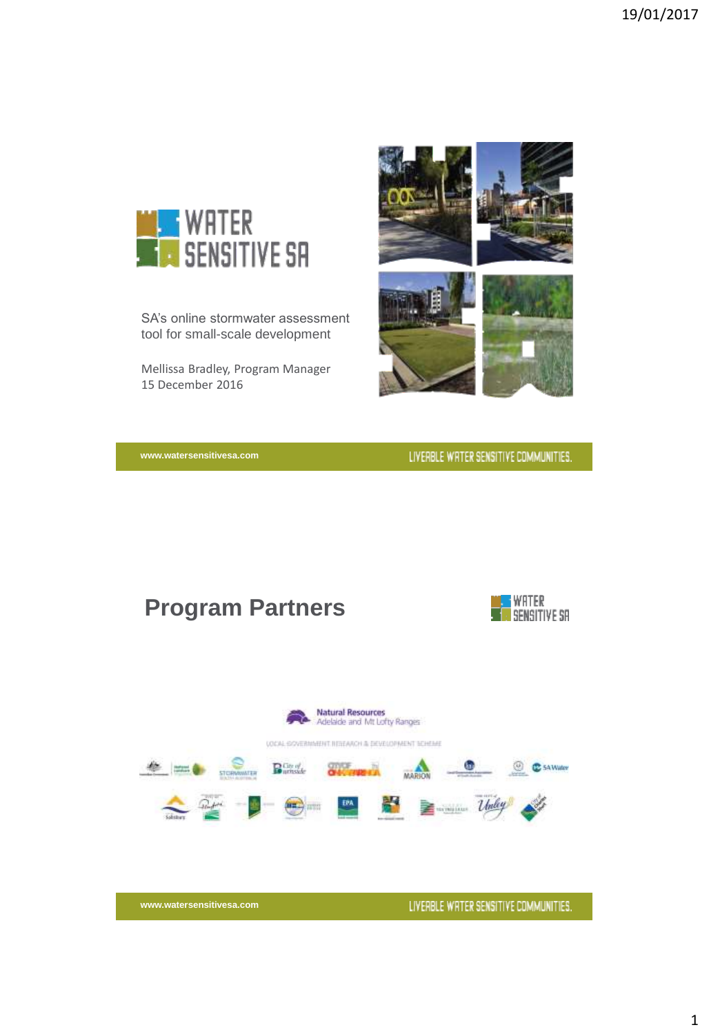# WATER SENSITIVE SA

SA's online stormwater assessment tool for small-scale development

Mellissa Bradley, Program Manager
15 December 2016

www.watersensitivesa.com

LIVEABLE WATER SENSITIVE COMMUNITIES.

---

## Program Partners

WATER SENSITIVE SA

Natural Resources Adelaide and Mt Lofty Ranges

LOCAL GOVERNMENT RESEARCH & DEVELOPMENT SCHEME

www.watersensitivesa.com

LIVEABLE WATER SENSITIVE COMMUNITIES.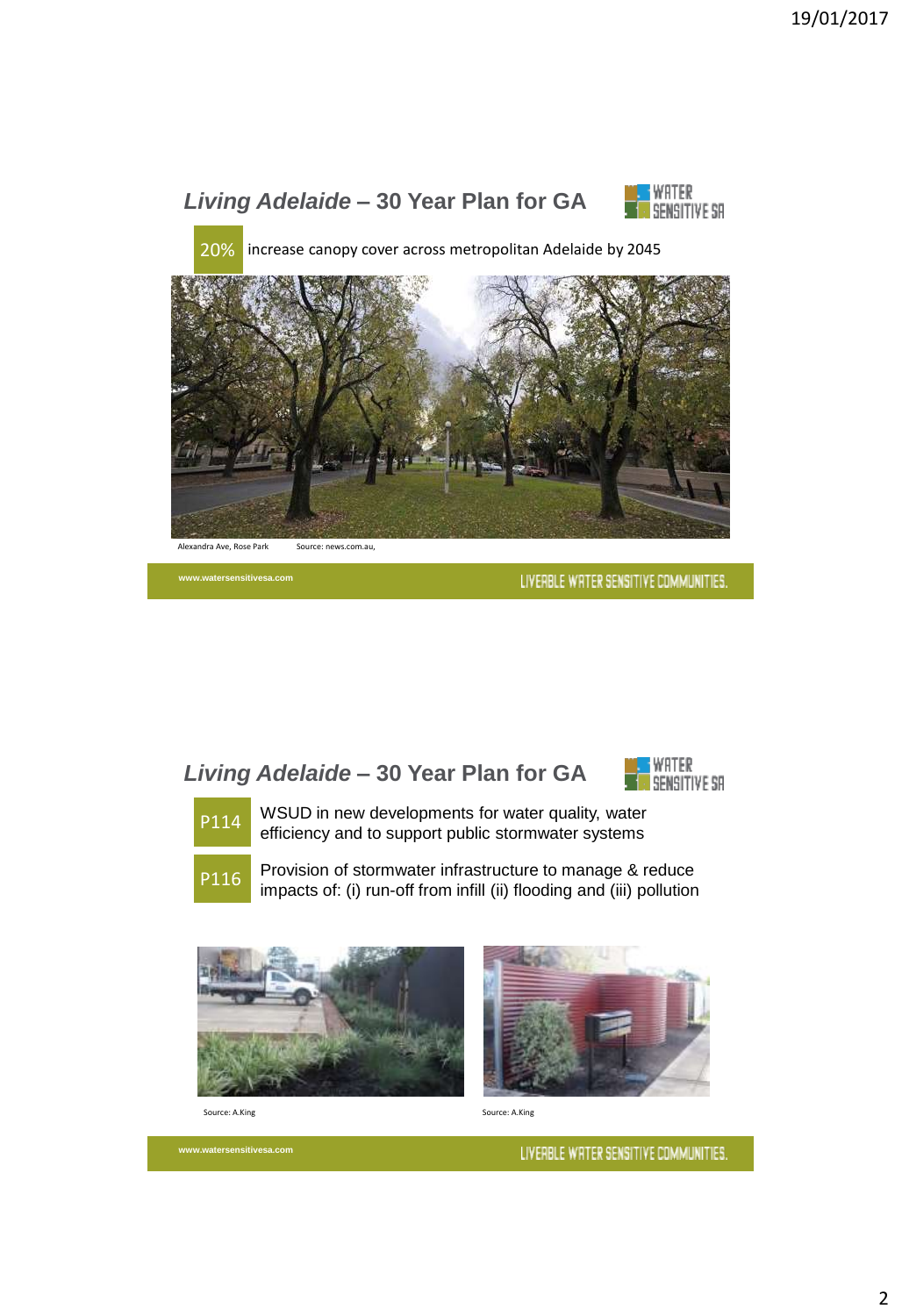## *Living Adelaide* – 30 Year Plan for GA

WATER SENSITIVE SA

**20%** increase canopy cover across metropolitan Adelaide by 2045

Alexandra Ave, Rose Park  Source: news.com.au,

www.watersensitivesa.com  LIVEABLE WATER SENSITIVE COMMUNITIES.

## *Living Adelaide* – 30 Year Plan for GA

WATER SENSITIVE SA

**P114** WSUD in new developments for water quality, water efficiency and to support public stormwater systems

**P116** Provision of stormwater infrastructure to manage & reduce impacts of: (i) run-off from infill (ii) flooding and (iii) pollution

Source: A.King

Source: A.King

www.watersensitivesa.com  LIVEABLE WATER SENSITIVE COMMUNITIES.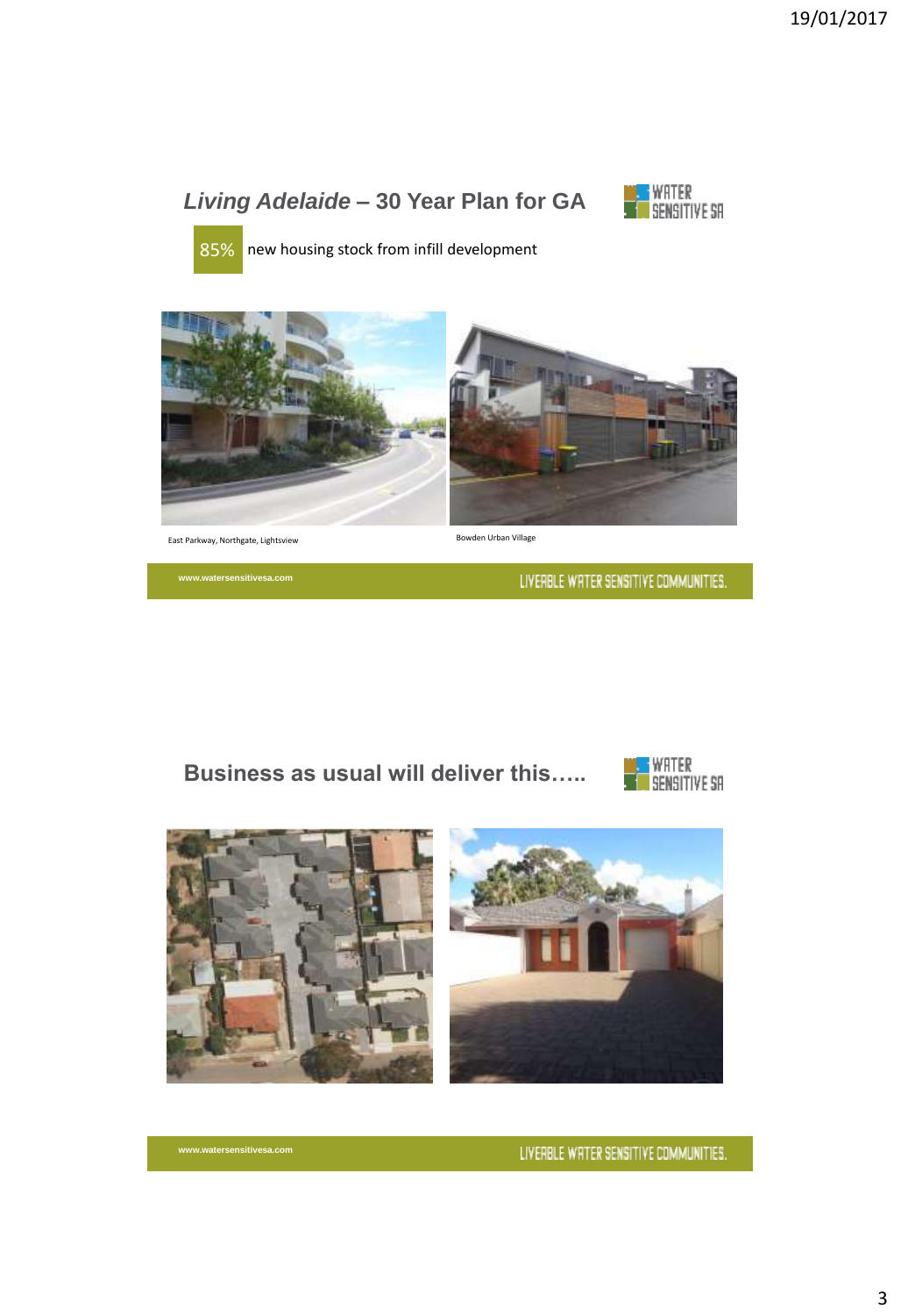## *Living Adelaide* – 30 Year Plan for GA

85% new housing stock from infill development

East Parkway, Northgate, Lightsview

Bowden Urban Village

www.watersensitivesa.com

LIVEABLE WATER SENSITIVE COMMUNITIES.

## Business as usual will deliver this…..

www.watersensitivesa.com

LIVEABLE WATER SENSITIVE COMMUNITIES.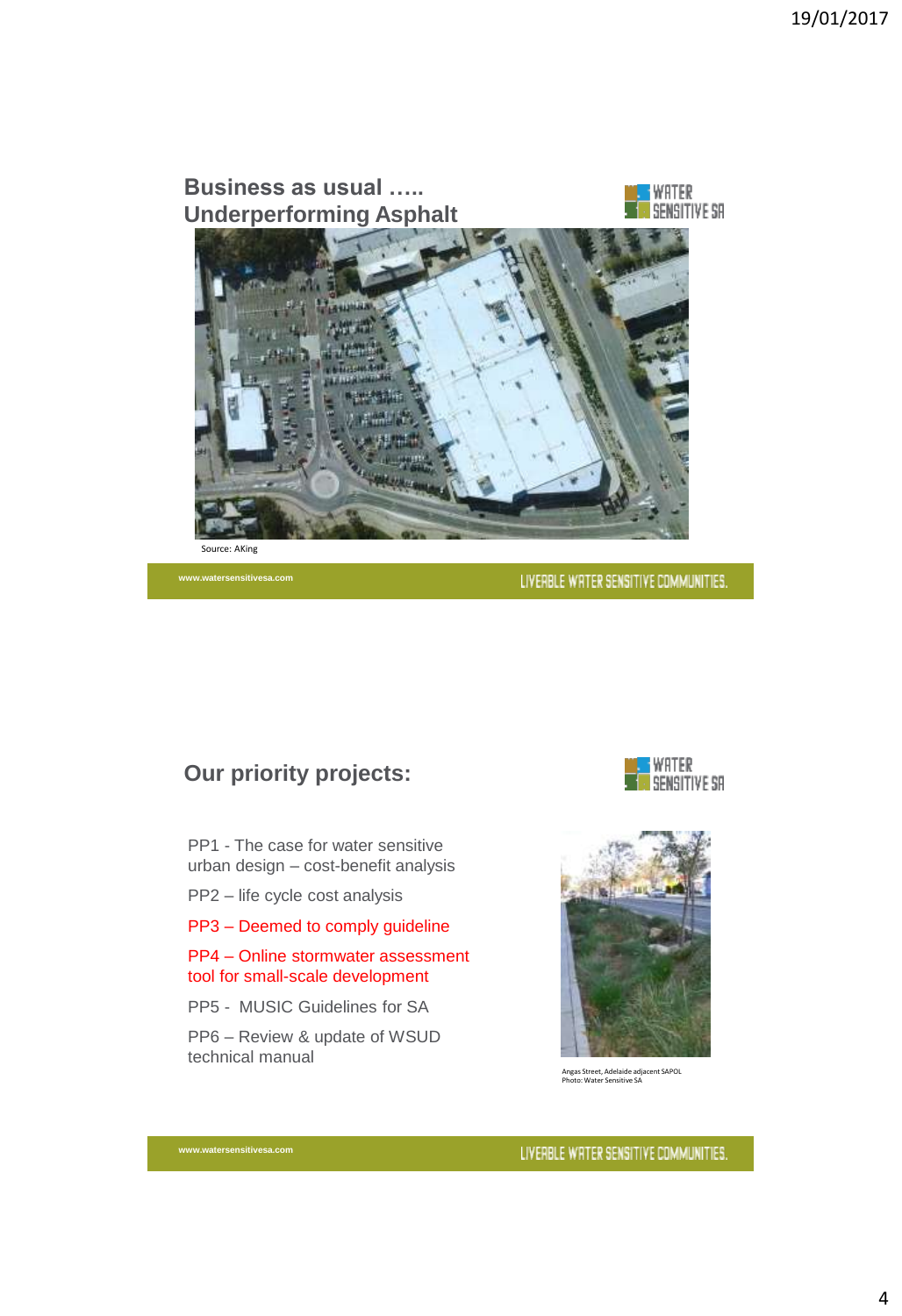## Business as usual ….. Underperforming Asphalt

Source: AKing

www.watersensitivesa.com

LIVEABLE WATER SENSITIVE COMMUNITIES.

## Our priority projects:

PP1 - The case for water sensitive urban design – cost-benefit analysis

PP2 – life cycle cost analysis

PP3 – Deemed to comply guideline

PP4 – Online stormwater assessment tool for small-scale development

PP5 - MUSIC Guidelines for SA

PP6 – Review & update of WSUD technical manual

Angas Street, Adelaide adjacent SAPOL
Photo: Water Sensitive SA

www.watersensitivesa.com

LIVEABLE WATER SENSITIVE COMMUNITIES.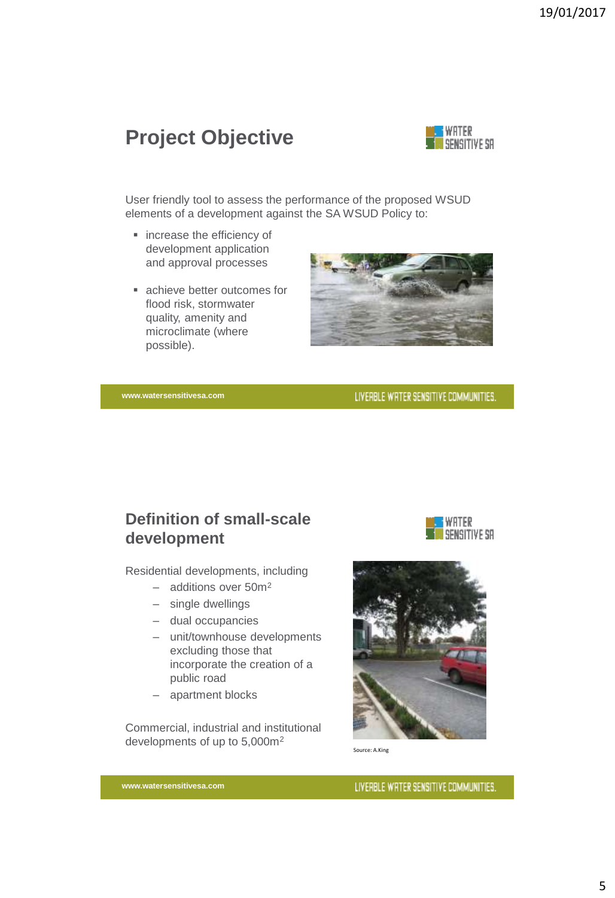## Project Objective

User friendly tool to assess the performance of the proposed WSUD elements of a development against the SA WSUD Policy to:

- increase the efficiency of development application and approval processes
- achieve better outcomes for flood risk, stormwater quality, amenity and microclimate (where possible).

## Definition of small-scale development

Residential developments, including

- additions over $50m^2$
- single dwellings
- dual occupancies
- unit/townhouse developments excluding those that incorporate the creation of a public road
- apartment blocks

Commercial, industrial and institutional developments of up to $5,000m^2$

Source: A.King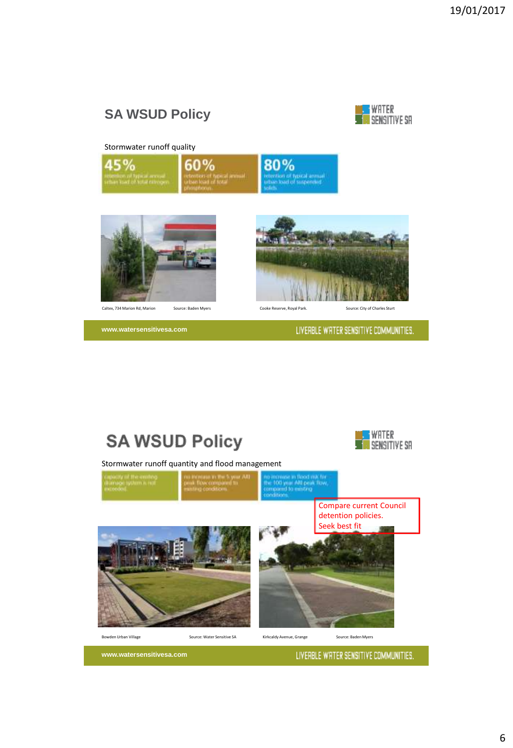## SA WSUD Policy

Stormwater runoff quality

**45%** retention of typical annual urban load of total nitrogen

**60%** retention of typical annual urban load of total phosphorus

**80%** retention of typical annual urban load of suspended solids

Caltex, 734 Marion Rd, Marion — Source: Baden Myers

Cooke Reserve, Royal Park. — Source: City of Charles Sturt

www.watersensitivesa.com — LIVEABLE WATER SENSITIVE COMMUNITIES.

## SA WSUD Policy

Stormwater runoff quantity and flood management

- capacity of the existing drainage system is not exceeded
- no increase in the 5 year ARI peak flow compared to existing conditions
- no increase in flood risk for the 100 year ARI peak flow, compared to existing conditions

Compare current Council detention policies.
Seek best fit

Bowden Urban Village — Source: Water Sensitive SA

Kirkcaldy Avenue, Grange — Source: Baden Myers

www.watersensitivesa.com — LIVEABLE WATER SENSITIVE COMMUNITIES.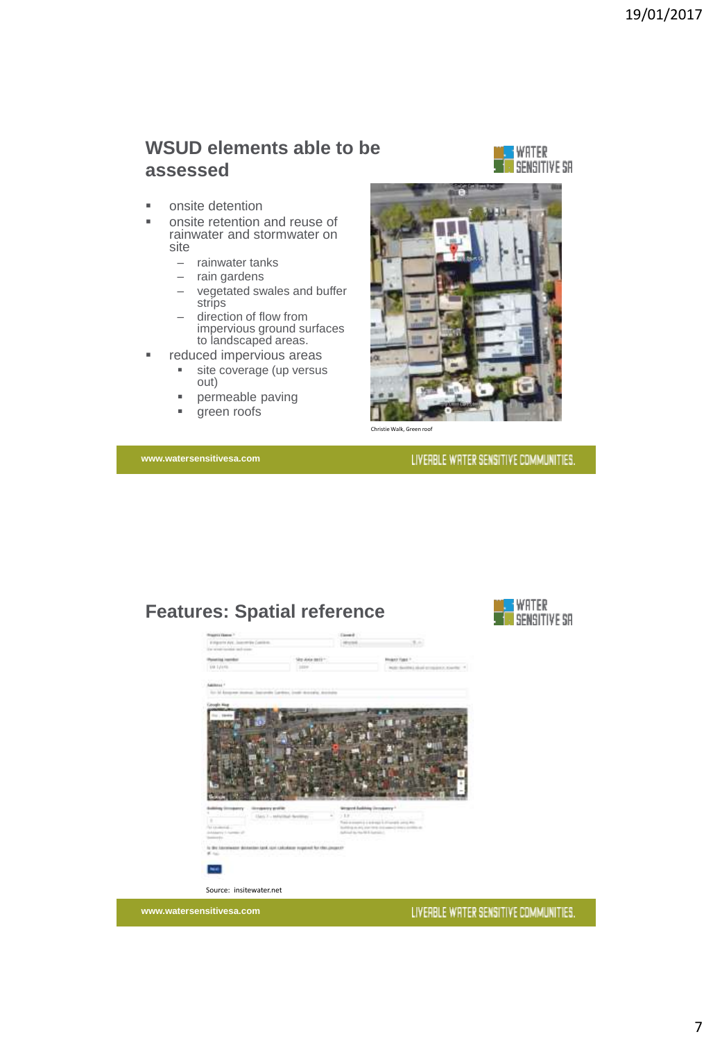## WSUD elements able to be assessed

- onsite detention
- onsite retention and reuse of rainwater and stormwater on site
  - rainwater tanks
  - rain gardens
  - vegetated swales and buffer strips
  - direction of flow from impervious ground surfaces to landscaped areas.
- reduced impervious areas
  - site coverage (up versus out)
  - permeable paving
  - green roofs

Christie Walk, Green roof

www.watersensitivesa.com

LIVEABLE WATER SENSITIVE COMMUNITIES.

## Features: Spatial reference

Source: insitewater.net

www.watersensitivesa.com

LIVEABLE WATER SENSITIVE COMMUNITIES.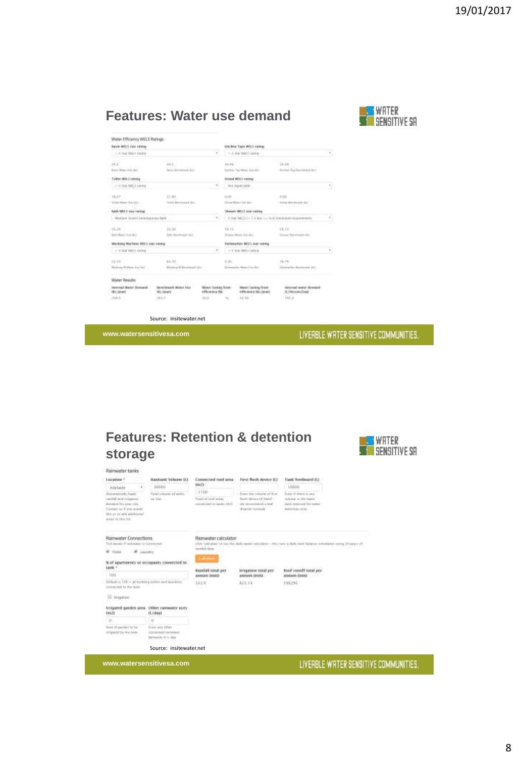## Features: Water use demand

Source: insitewater.net

www.watersensitivesa.com

## Features: Retention & detention storage

Source: insitewater.net

www.watersensitivesa.com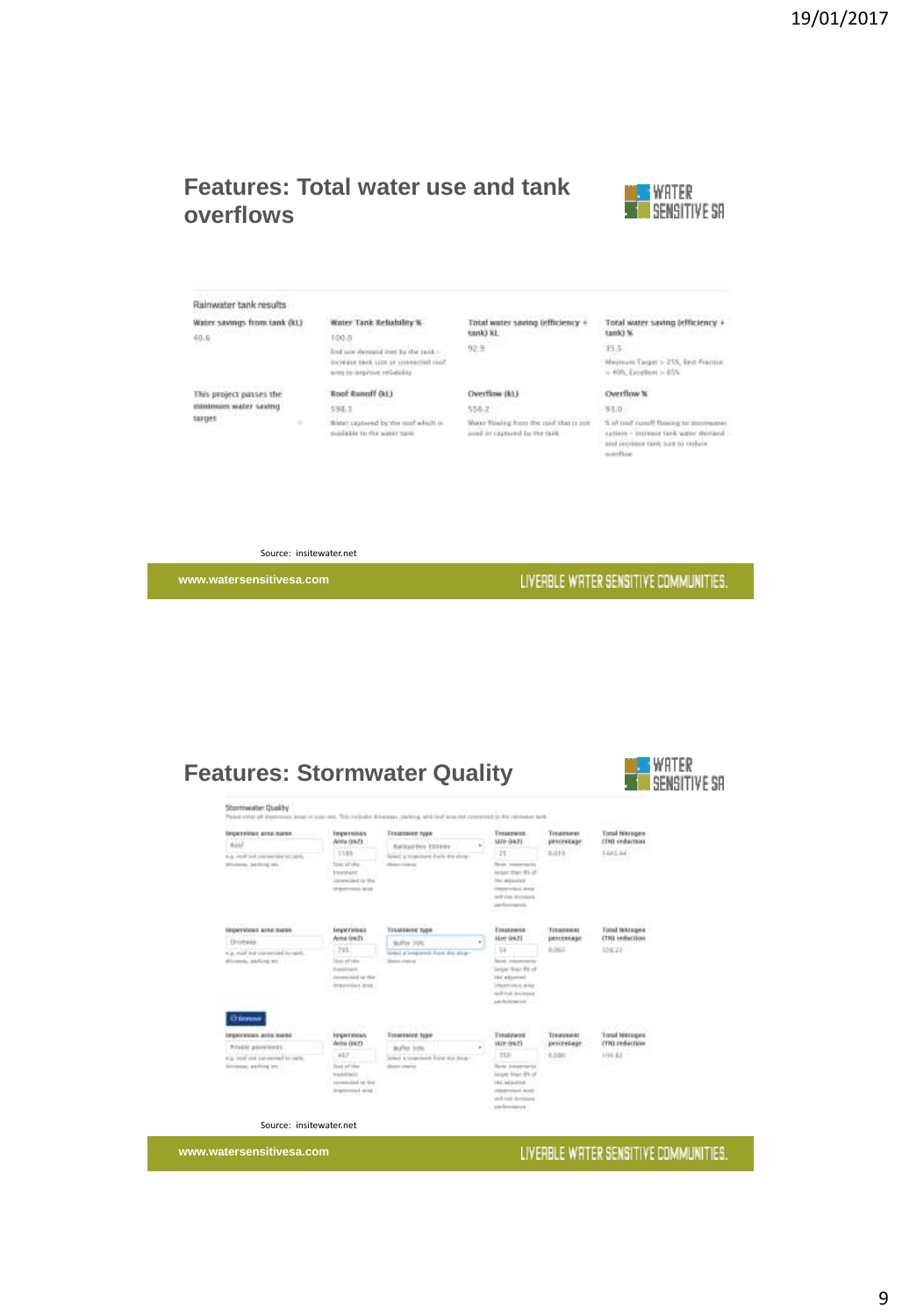## Features: Total water use and tank overflows

WATER SENSITIVE SA

Rainwater tank results

| Water savings from tank (kL) | Water Tank Reliability % | Total water saving (efficiency + tank) kL | Total water saving (efficiency + tank) % |
|---|---|---|---|
| 40.6 | 100.0 | 92.5 | 35.5 |
| | End use demand met by the tank – increase tank size or connected roof area to improve reliability | | Minimum Target > 25%, Best Practise > 40%, Excellent > 65% |
| This project passes the minimum water saving target | Roof Runoff (kL) | Overflow (kL) | Overflow % |
| | 598.3 | 556.2 | 93.0 |
| | Water captured by the roof which is available to the water tank | Water flowing from the roof that is not used or captured by the tank | % of roof runoff flowing to stormwater system – increase tank water demand and increase tank size to reduce overflow |

Source: insitewater.net

www.watersensitivesa.com

LIVEABLE WATER SENSITIVE COMMUNITIES.

## Features: Stormwater Quality

WATER SENSITIVE SA

Stormwater Quality

Please enter all impervious areas in your site. This includes driveways, parking and roof area not connected to the rainwater tank.

| Impervious area name | Impervious Area (m2) | Treatment type | Treatment size (m2) | Treatment percentage | Total Nitrogen (TN) reduction |
|---|---|---|---|---|---|
| Roof | 1188 | Raingarden 300mm | 25 | 0.019 | 1445.44 |
| Driveway | 785 | Buffer 70% | 56 | 0.065 | 338.23 |
| Private pavements | 467 | Buffer 50% | 350 | 0.080 | 194.82 |

Source: insitewater.net

www.watersensitivesa.com

LIVEABLE WATER SENSITIVE COMMUNITIES.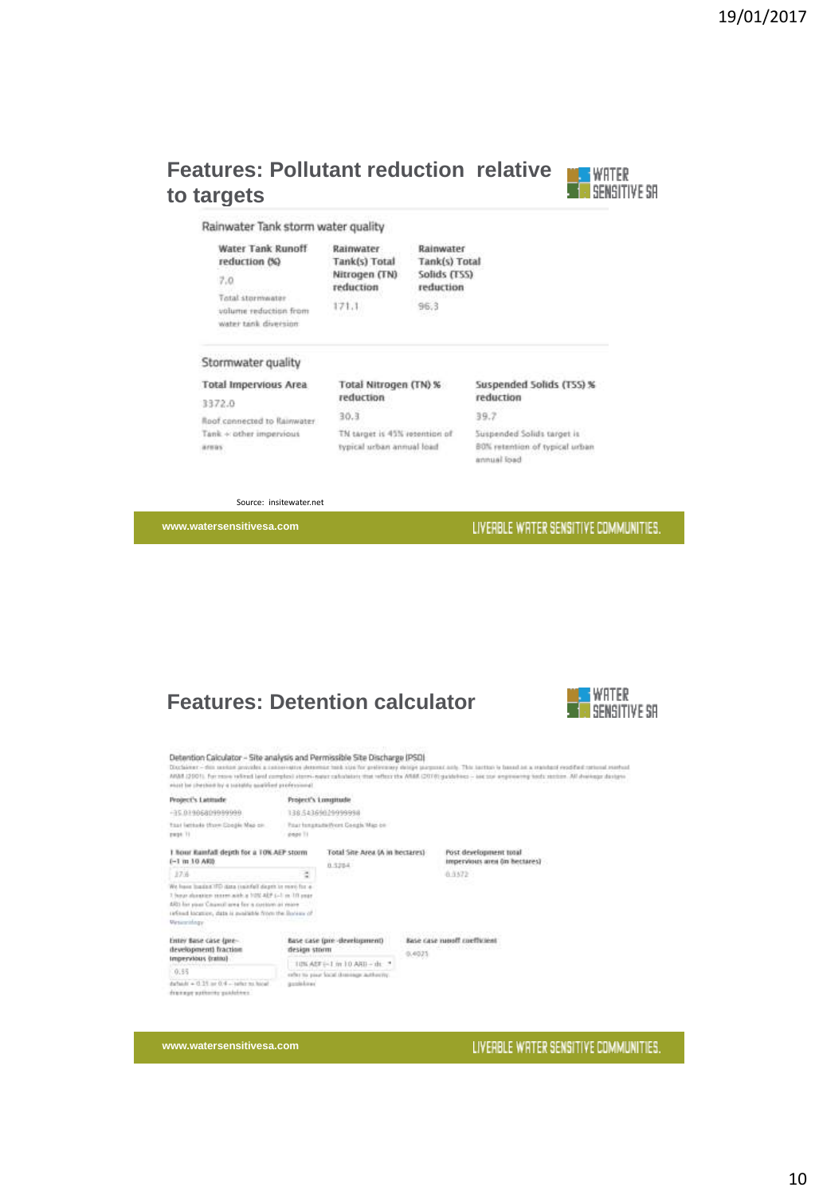## Features: Pollutant reduction relative to targets

### Rainwater Tank storm water quality

| Water Tank Runoff reduction (%) | Rainwater Tank(s) Total Nitrogen (TN) reduction | Rainwater Tank(s) Total Solids (TSS) reduction |
|---|---|---|
| 7.0 | 171.1 | 96.3 |
| Total stormwater volume reduction from water tank diversion | | |

### Stormwater quality

| Total Impervious Area | Total Nitrogen (TN) % reduction | Suspended Solids (TSS) % reduction |
|---|---|---|
| 3372.0 | 30.3 | 39.7 |
| Roof connected to Rainwater Tank + other impervious areas | TN target is 45% retention of typical urban annual load | Suspended Solids target is 80% retention of typical urban annual load |

Source: insitewater.net

www.watersensitivesa.com

LIVEABLE WATER SENSITIVE COMMUNITIES.

## Features: Detention calculator

Detention Calculator – Site analysis and Permissible Site Discharge (PSD)

Disclaimer – this section provides a conservative detention tank size for preliminary design purposes only. This section is based on a standard modified rational method ARR (2001). For more refined land complex storm-water calculators that reflect the ARR (2016) guidelines – see our engineering tools section. All drainage designs must be checked by a suitably qualified professional.

| Project's Latitude | Project's Longitude | |
|---|---|---|
| -35.01906809999999 | 138.54369029999998 | |
| Your latitude (from Google Map on page 1) | Your longitude (from Google Map on page 1) | |

| 1 hour Rainfall depth for a 10% AEP storm (~1 in 10 ARI) | Total Site Area (A in hectares) | Post development total impervious area (in hectares) |
|---|---|---|
| 37.6 | 0.5284 | 0.3372 |
| We have loaded IFD data (rainfall depth in mm) for a 1 hour duration storm with a 10% AEP (~1 in 10 year ARI) for your Council area for a custom or more refined location, data is available from the Bureau of Meteorology | | |

| Enter Base case (pre-development) fraction impervious (ratio) | Base case (pre-development) design storm | Base case runoff coefficient |
|---|---|---|
| 0.35 | 10% AEP (~1 in 10 ARI) – de | 0.4025 |
| default = 0.35 or 0.4 – refer to local drainage authority guidelines | refer to your local drainage authority guidelines | |

www.watersensitivesa.com

LIVEABLE WATER SENSITIVE COMMUNITIES.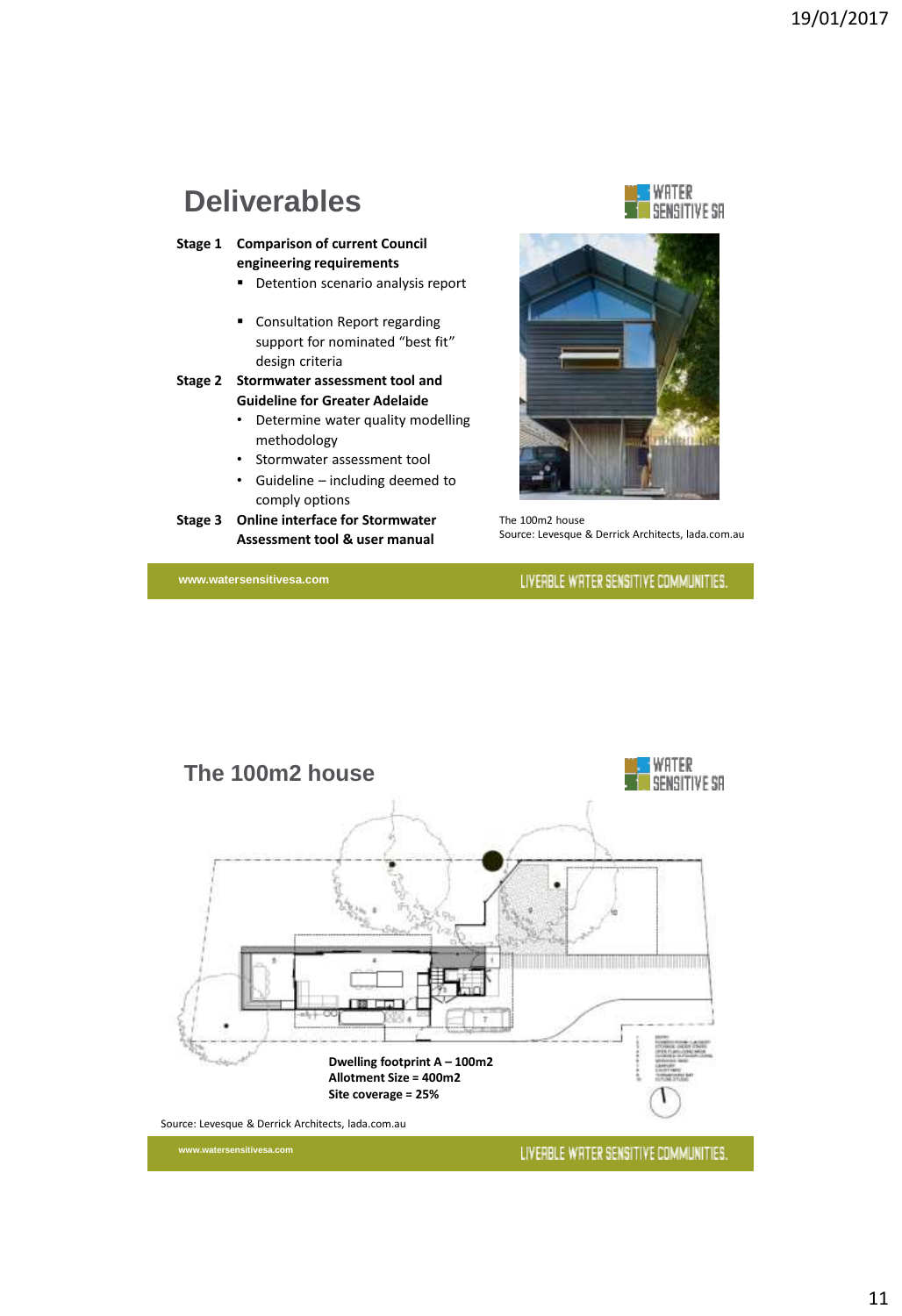## Deliverables

**Stage 1 Comparison of current Council engineering requirements**

- Detention scenario analysis report
- Consultation Report regarding support for nominated "best fit" design criteria

**Stage 2 Stormwater assessment tool and Guideline for Greater Adelaide**

- Determine water quality modelling methodology
- Stormwater assessment tool
- Guideline – including deemed to comply options

**Stage 3 Online interface for Stormwater Assessment tool & user manual**

The 100m2 house
Source: Levesque & Derrick Architects, lada.com.au

www.watersensitivesa.com

LIVEABLE WATER SENSITIVE COMMUNITIES.

## The 100m2 house

**Dwelling footprint A – 100m2**
**Allotment Size = 400m2**
**Site coverage = 25%**

Source: Levesque & Derrick Architects, lada.com.au

www.watersensitivesa.com

LIVEABLE WATER SENSITIVE COMMUNITIES.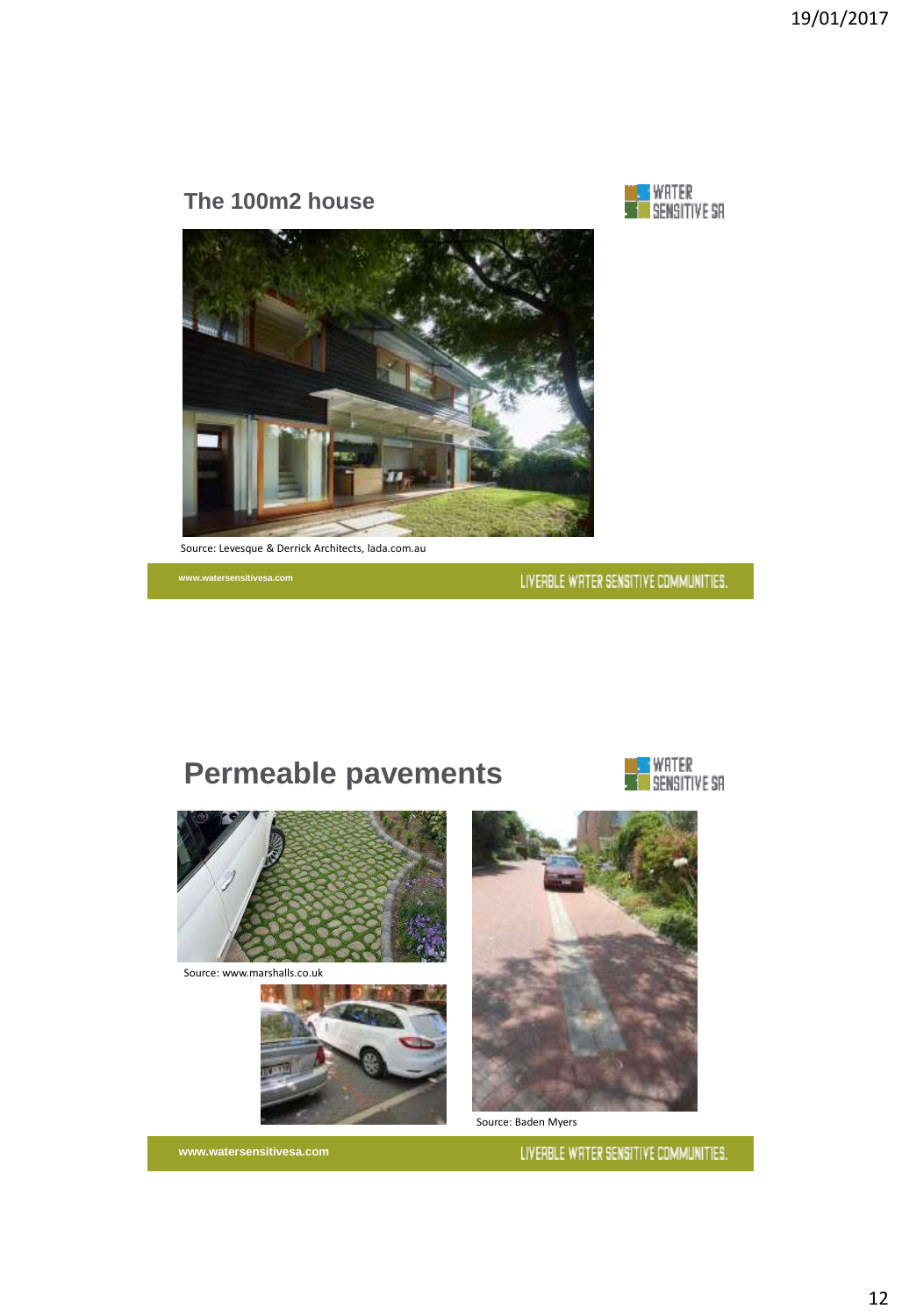## The 100m2 house

Source: Levesque & Derrick Architects, lada.com.au

www.watersensitivesa.com

LIVEABLE WATER SENSITIVE COMMUNITIES.

## Permeable pavements

Source: www.marshalls.co.uk

Source: Baden Myers

www.watersensitivesa.com

LIVEABLE WATER SENSITIVE COMMUNITIES.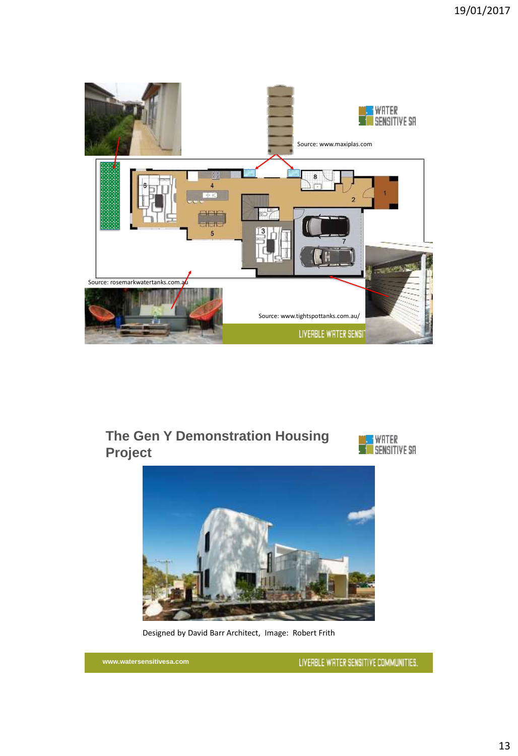Source: www.maxiplas.com

Source: rosemarkwatertanks.com.au

Source: www.tightspottanks.com.au/

## The Gen Y Demonstration Housing Project

Designed by David Barr Architect, Image: Robert Frith

www.watersensitivesa.com

LIVEABLE WATER SENSITIVE COMMUNITIES.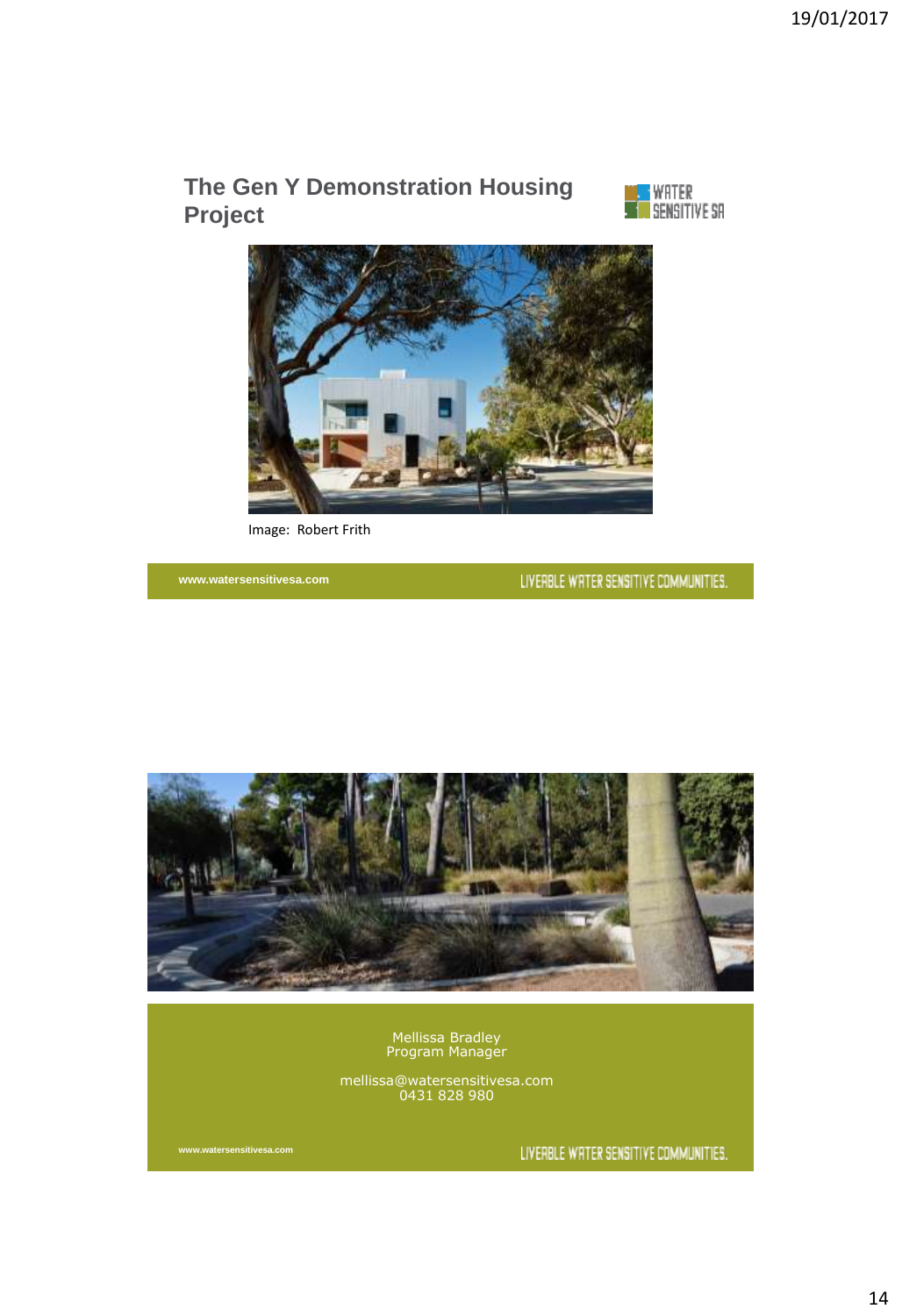## The Gen Y Demonstration Housing Project

Image: Robert Frith

www.watersensitivesa.com

LIVEABLE WATER SENSITIVE COMMUNITIES.

Mellissa Bradley
Program Manager

mellissa@watersensitivesa.com
0431 828 980

www.watersensitivesa.com

LIVEABLE WATER SENSITIVE COMMUNITIES.